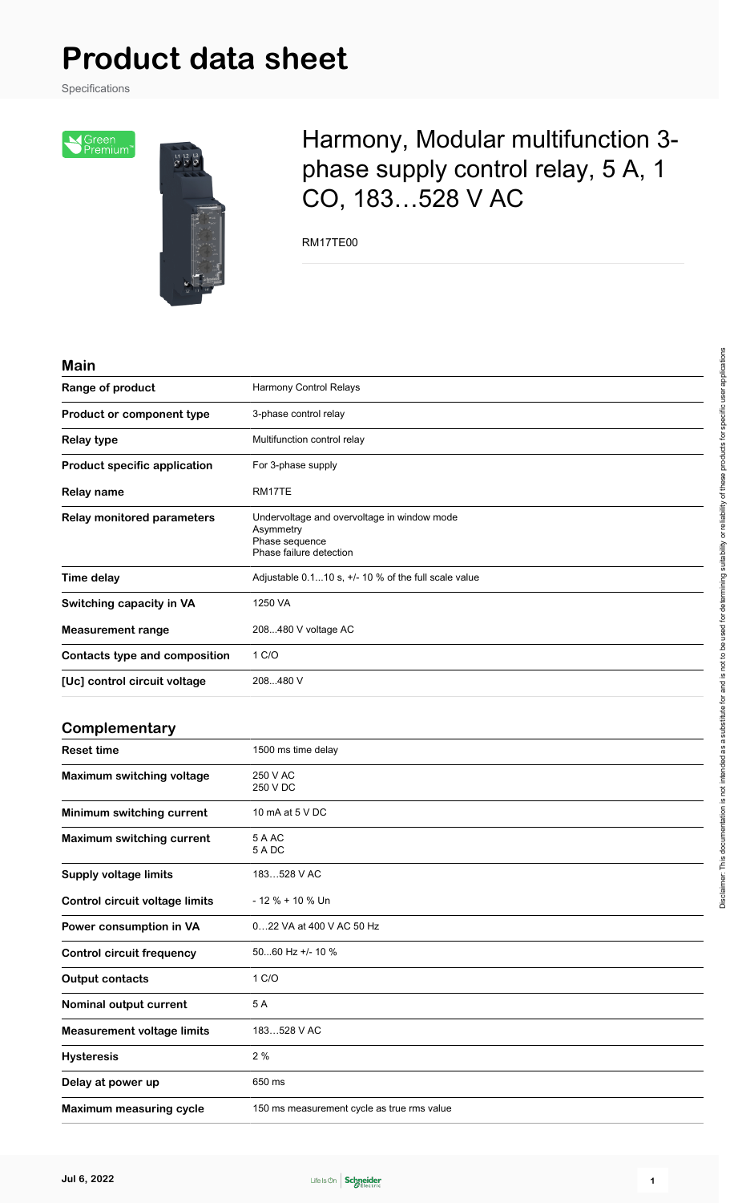# Product data sheet

Specifications

## Harmony, Modular multifunction 3-phase supply control relay, 5 A, 1 CO, 183…528 V AC

RM17TE00

### Main

| | |
|---|---|
| **Range of product** | Harmony Control Relays |
| **Product or component type** | 3-phase control relay |
| **Relay type** | Multifunction control relay |
| **Product specific application** | For 3-phase supply |
| **Relay name** | RM17TE |
| **Relay monitored parameters** | Undervoltage and overvoltage in window mode<br>Asymmetry<br>Phase sequence<br>Phase failure detection |
| **Time delay** | Adjustable 0.1...10 s, +/- 10 % of the full scale value |
| **Switching capacity in VA** | 1250 VA |
| **Measurement range** | 208...480 V voltage AC |
| **Contacts type and composition** | 1 C/O |
| **[Uc] control circuit voltage** | 208...480 V |

### Complementary

| | |
|---|---|
| **Reset time** | 1500 ms time delay |
| **Maximum switching voltage** | 250 V AC<br>250 V DC |
| **Minimum switching current** | 10 mA at 5 V DC |
| **Maximum switching current** | 5 A AC<br>5 A DC |
| **Supply voltage limits** | 183…528 V AC |
| **Control circuit voltage limits** | - 12 % + 10 % Un |
| **Power consumption in VA** | 0…22 VA at 400 V AC 50 Hz |
| **Control circuit frequency** | 50...60 Hz +/- 10 % |
| **Output contacts** | 1 C/O |
| **Nominal output current** | 5 A |
| **Measurement voltage limits** | 183…528 V AC |
| **Hysteresis** | 2 % |
| **Delay at power up** | 650 ms |
| **Maximum measuring cycle** | 150 ms measurement cycle as true rms value |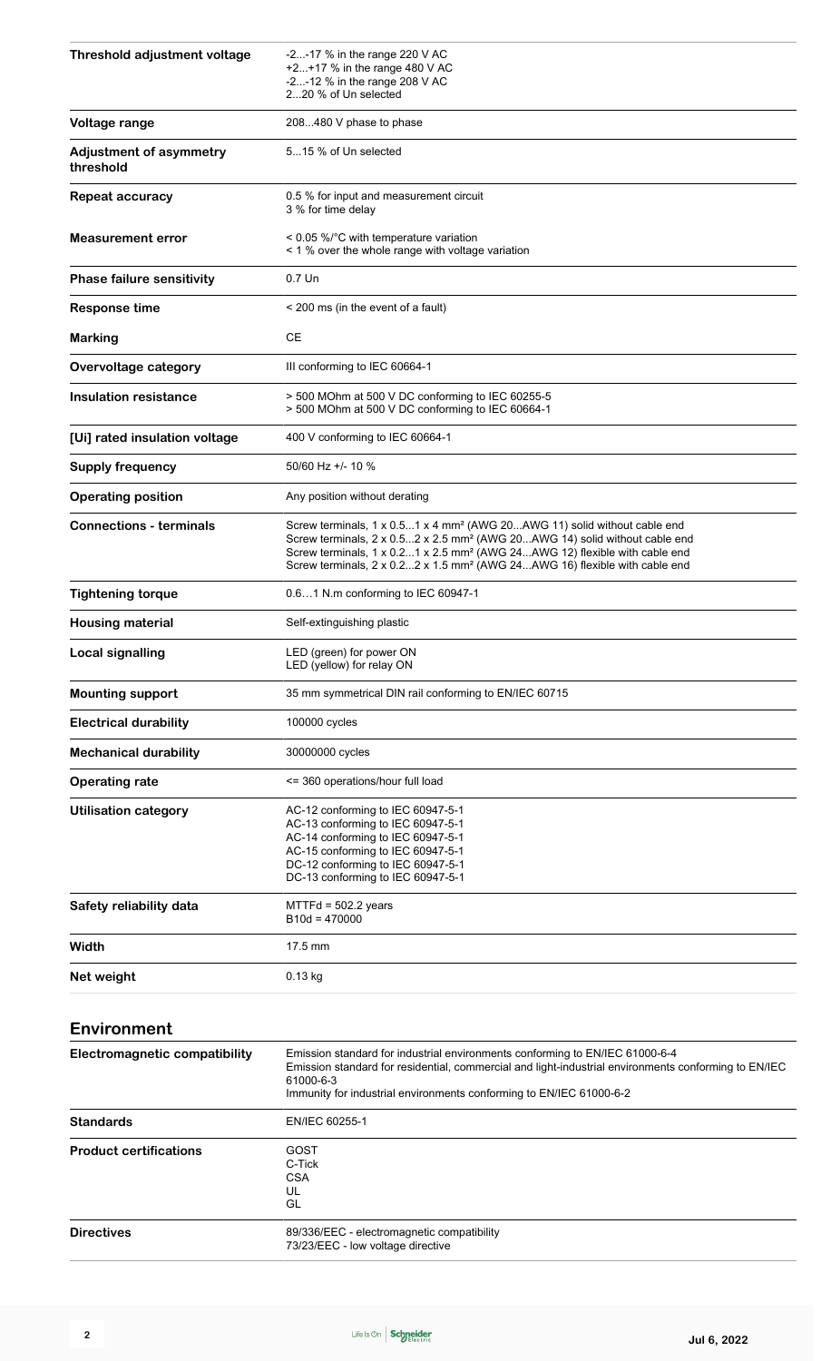| | |
|---|---|
| **Threshold adjustment voltage** | -2...-17 % in the range 220 V AC<br>+2...+17 % in the range 480 V AC<br>-2...-12 % in the range 208 V AC<br>2...20 % of Un selected |
| **Voltage range** | 208...480 V phase to phase |
| **Adjustment of asymmetry threshold** | 5...15 % of Un selected |
| **Repeat accuracy** | 0.5 % for input and measurement circuit<br>3 % for time delay |
| **Measurement error** | < 0.05 %/°C with temperature variation<br>< 1 % over the whole range with voltage variation |
| **Phase failure sensitivity** | 0.7 Un |
| **Response time** | < 200 ms (in the event of a fault) |
| **Marking** | CE |
| **Overvoltage category** | III conforming to IEC 60664-1 |
| **Insulation resistance** | > 500 MOhm at 500 V DC conforming to IEC 60255-5<br>> 500 MOhm at 500 V DC conforming to IEC 60664-1 |
| **[Ui] rated insulation voltage** | 400 V conforming to IEC 60664-1 |
| **Supply frequency** | 50/60 Hz +/- 10 % |
| **Operating position** | Any position without derating |
| **Connections - terminals** | Screw terminals, 1 x 0.5...1 x 4 mm² (AWG 20...AWG 11) solid without cable end<br>Screw terminals, 2 x 0.5...2 x 2.5 mm² (AWG 20...AWG 14) solid without cable end<br>Screw terminals, 1 x 0.2...1 x 2.5 mm² (AWG 24...AWG 12) flexible with cable end<br>Screw terminals, 2 x 0.2...2 x 1.5 mm² (AWG 24...AWG 16) flexible with cable end |
| **Tightening torque** | 0.6…1 N.m conforming to IEC 60947-1 |
| **Housing material** | Self-extinguishing plastic |
| **Local signalling** | LED (green) for power ON<br>LED (yellow) for relay ON |
| **Mounting support** | 35 mm symmetrical DIN rail conforming to EN/IEC 60715 |
| **Electrical durability** | 100000 cycles |
| **Mechanical durability** | 30000000 cycles |
| **Operating rate** | <= 360 operations/hour full load |
| **Utilisation category** | AC-12 conforming to IEC 60947-5-1<br>AC-13 conforming to IEC 60947-5-1<br>AC-14 conforming to IEC 60947-5-1<br>AC-15 conforming to IEC 60947-5-1<br>DC-12 conforming to IEC 60947-5-1<br>DC-13 conforming to IEC 60947-5-1 |
| **Safety reliability data** | MTTFd = 502.2 years<br>B10d = 470000 |
| **Width** | 17.5 mm |
| **Net weight** | 0.13 kg |

## Environment

| | |
|---|---|
| **Electromagnetic compatibility** | Emission standard for industrial environments conforming to EN/IEC 61000-6-4<br>Emission standard for residential, commercial and light-industrial environments conforming to EN/IEC 61000-6-3<br>Immunity for industrial environments conforming to EN/IEC 61000-6-2 |
| **Standards** | EN/IEC 60255-1 |
| **Product certifications** | GOST<br>C-Tick<br>CSA<br>UL<br>GL |
| **Directives** | 89/336/EEC - electromagnetic compatibility<br>73/23/EEC - low voltage directive |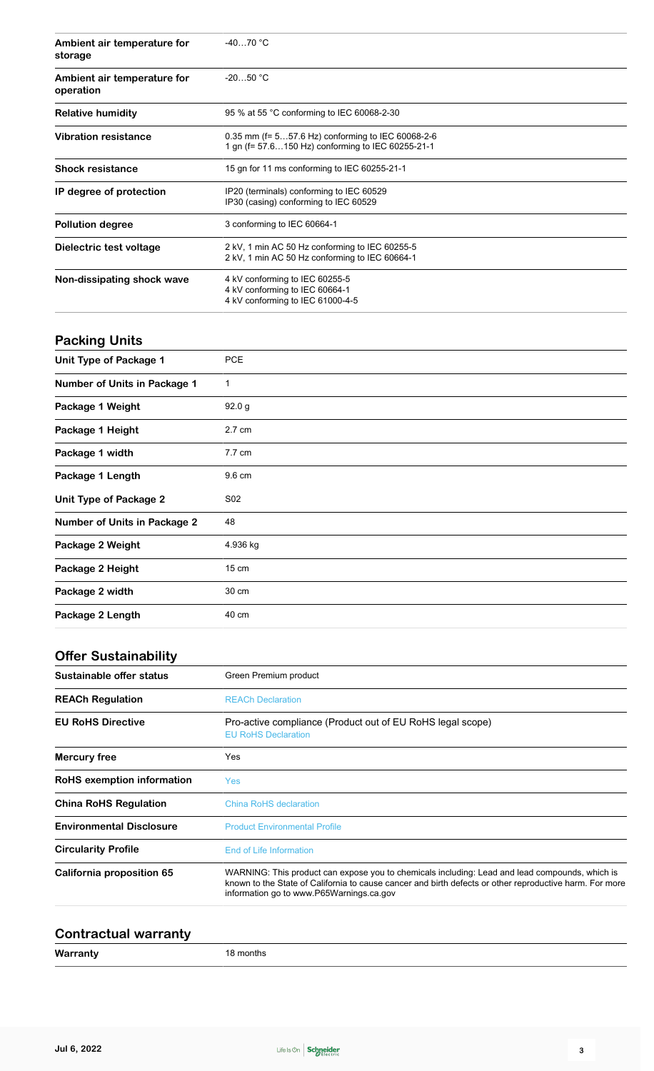| | |
|---|---|
| **Ambient air temperature for storage** | -40…70 °C |
| **Ambient air temperature for operation** | -20…50 °C |
| **Relative humidity** | 95 % at 55 °C conforming to IEC 60068-2-30 |
| **Vibration resistance** | 0.35 mm (f= 5…57.6 Hz) conforming to IEC 60068-2-6<br>1 gn (f= 57.6…150 Hz) conforming to IEC 60255-21-1 |
| **Shock resistance** | 15 gn for 11 ms conforming to IEC 60255-21-1 |
| **IP degree of protection** | IP20 (terminals) conforming to IEC 60529<br>IP30 (casing) conforming to IEC 60529 |
| **Pollution degree** | 3 conforming to IEC 60664-1 |
| **Dielectric test voltage** | 2 kV, 1 min AC 50 Hz conforming to IEC 60255-5<br>2 kV, 1 min AC 50 Hz conforming to IEC 60664-1 |
| **Non-dissipating shock wave** | 4 kV conforming to IEC 60255-5<br>4 kV conforming to IEC 60664-1<br>4 kV conforming to IEC 61000-4-5 |

## Packing Units

| | |
|---|---|
| **Unit Type of Package 1** | PCE |
| **Number of Units in Package 1** | 1 |
| **Package 1 Weight** | 92.0 g |
| **Package 1 Height** | 2.7 cm |
| **Package 1 width** | 7.7 cm |
| **Package 1 Length** | 9.6 cm |
| **Unit Type of Package 2** | S02 |
| **Number of Units in Package 2** | 48 |
| **Package 2 Weight** | 4.936 kg |
| **Package 2 Height** | 15 cm |
| **Package 2 width** | 30 cm |
| **Package 2 Length** | 40 cm |

## Offer Sustainability

| | |
|---|---|
| **Sustainable offer status** | Green Premium product |
| **REACh Regulation** | REACh Declaration |
| **EU RoHS Directive** | Pro-active compliance (Product out of EU RoHS legal scope)<br>EU RoHS Declaration |
| **Mercury free** | Yes |
| **RoHS exemption information** | Yes |
| **China RoHS Regulation** | China RoHS declaration |
| **Environmental Disclosure** | Product Environmental Profile |
| **Circularity Profile** | End of Life Information |
| **California proposition 65** | WARNING: This product can expose you to chemicals including: Lead and lead compounds, which is known to the State of California to cause cancer and birth defects or other reproductive harm. For more information go to www.P65Warnings.ca.gov |

## Contractual warranty

| | |
|---|---|
| **Warranty** | 18 months |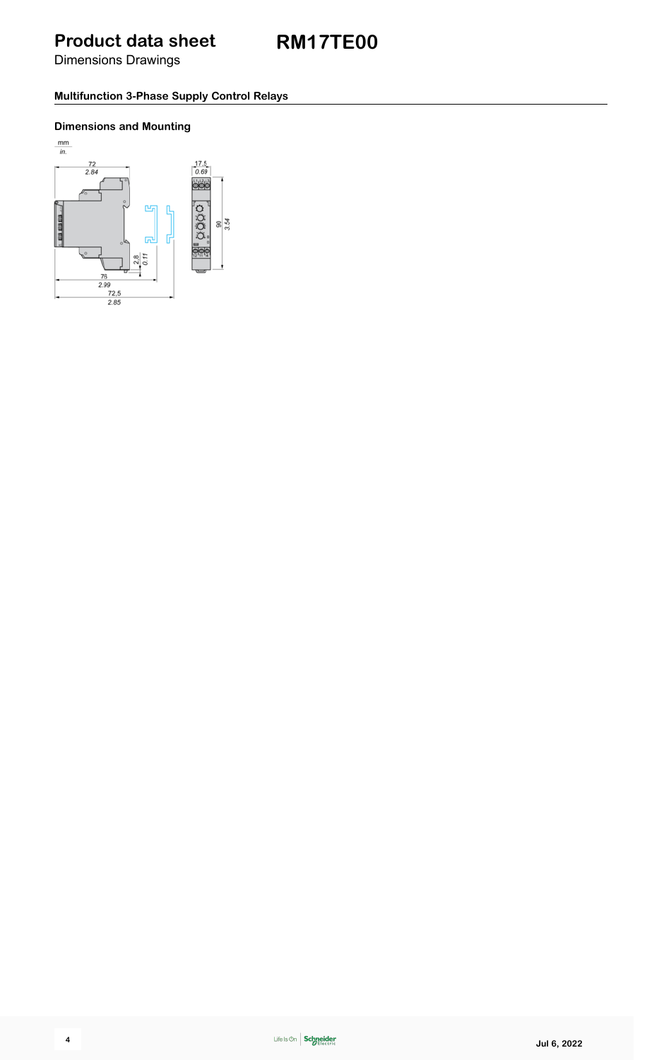# Product data sheet

Dimensions Drawings

# RM17TE00

## Multifunction 3-Phase Supply Control Relays

### Dimensions and Mounting

mm
in.

72
2.84

17.5
0.69

90
3.54

2.8
0.11

76
2.99

72,5
2.85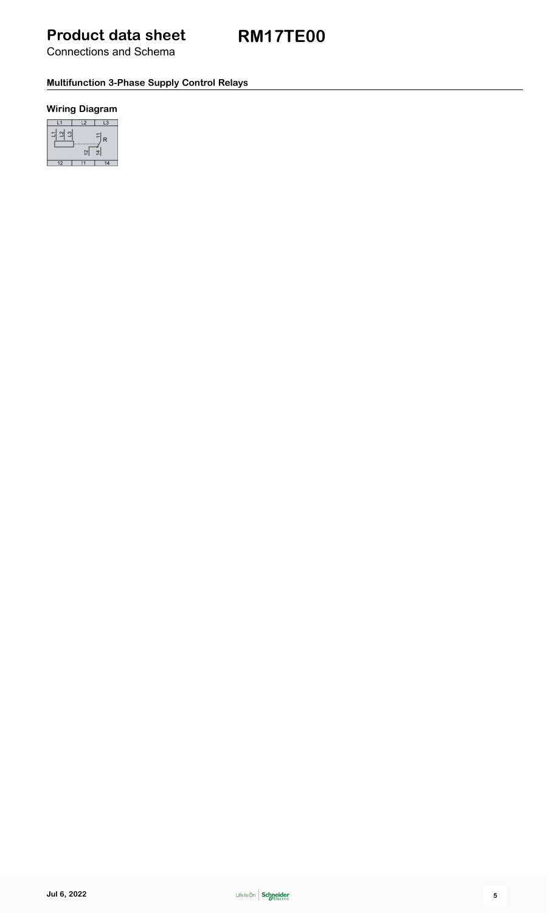# Product data sheet

**RM17TE00**

Connections and Schema

### Multifunction 3-Phase Supply Control Relays

#### Wiring Diagram

| L1 | L2 | L3 |
|---|---|---|
| 12 | 11 | 14 |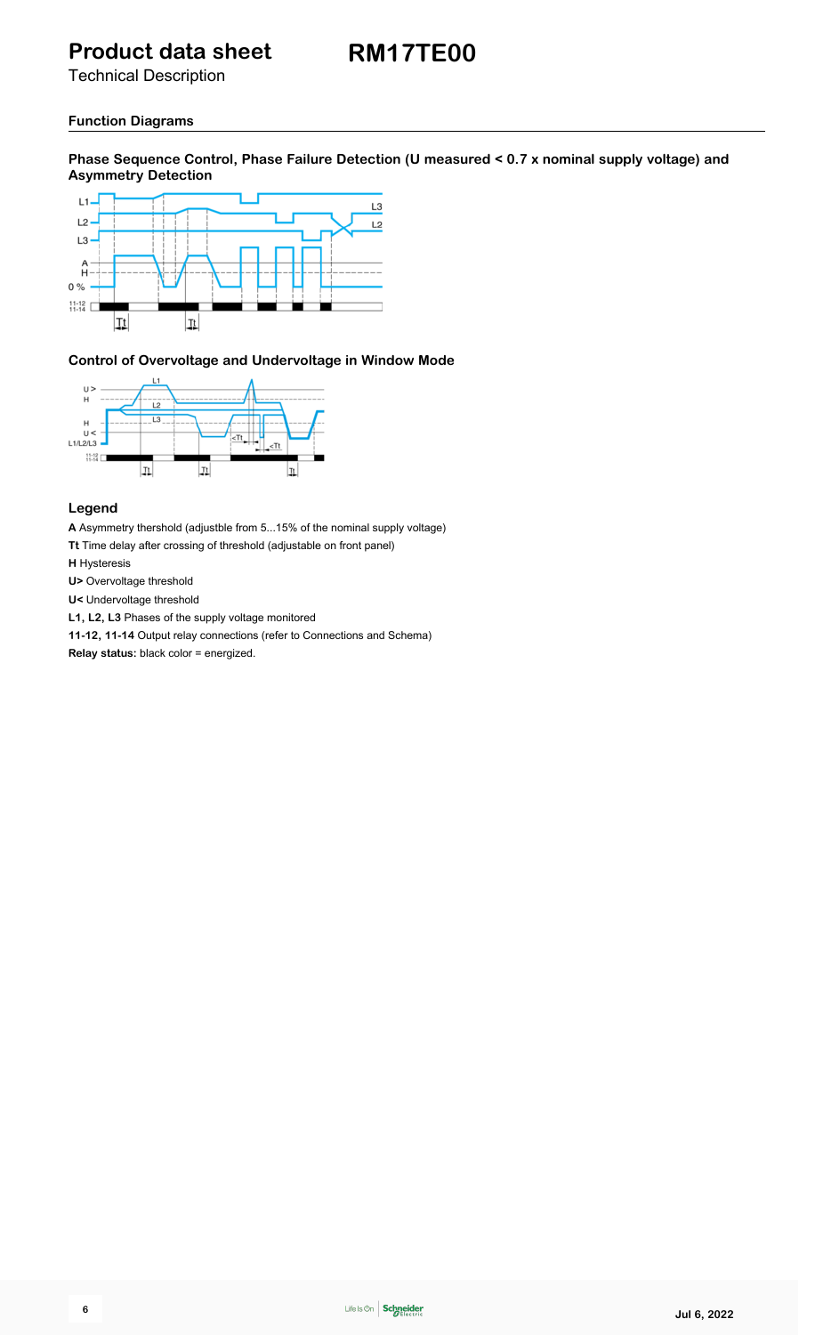# Product data sheet

Technical Description

# RM17TE00

## Function Diagrams

### Phase Sequence Control, Phase Failure Detection (U measured < 0.7 x nominal supply voltage) and Asymmetry Detection

L1
L2
L3
A
H
0 %
11-12
11-14
Tt
Tt
L3
L2

### Control of Overvoltage and Undervoltage in Window Mode

U >
H
H
U <
L1/L2/L3
L1
L2
L3
11-12
11-14
<Tt
<Tt
Tt
Tt
Tt

## Legend

**A** Asymmetry thershold (adjustble from 5...15% of the nominal supply voltage)

**Tt** Time delay after crossing of threshold (adjustable on front panel)

**H** Hysteresis

**U>** Overvoltage threshold

**U<** Undervoltage threshold

**L1, L2, L3** Phases of the supply voltage monitored

**11-12, 11-14** Output relay connections (refer to Connections and Schema)

**Relay status:** black color = energized.